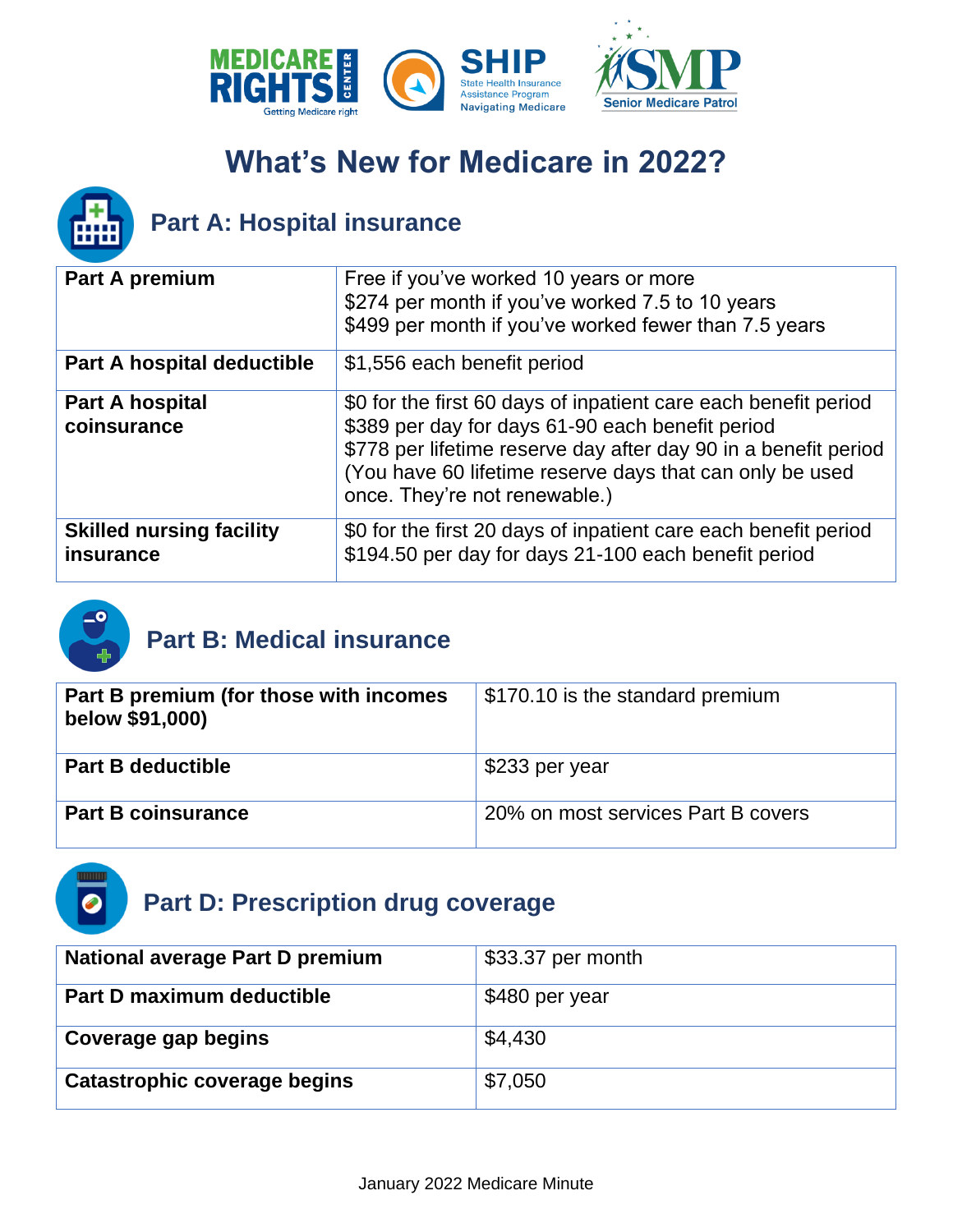# What's New for Medicare in 2022?

## Part A: Hospital insurance

| | |
|---|---|
| **Part A premium** | Free if you've worked 10 years or more<br>$274 per month if you've worked 7.5 to 10 years<br>$499 per month if you've worked fewer than 7.5 years |
| **Part A hospital deductible** | $1,556 each benefit period |
| **Part A hospital coinsurance** | $0 for the first 60 days of inpatient care each benefit period<br>$389 per day for days 61-90 each benefit period<br>$778 per lifetime reserve day after day 90 in a benefit period<br>(You have 60 lifetime reserve days that can only be used once. They're not renewable.) |
| **Skilled nursing facility insurance** | $0 for the first 20 days of inpatient care each benefit period<br>$194.50 per day for days 21-100 each benefit period |

## Part B: Medical insurance

| | |
|---|---|
| **Part B premium (for those with incomes below $91,000)** | $170.10 is the standard premium |
| **Part B deductible** | $233 per year |
| **Part B coinsurance** | 20% on most services Part B covers |

## Part D: Prescription drug coverage

| | |
|---|---|
| **National average Part D premium** | $33.37 per month |
| **Part D maximum deductible** | $480 per year |
| **Coverage gap begins** | $4,430 |
| **Catastrophic coverage begins** | $7,050 |

January 2022 Medicare Minute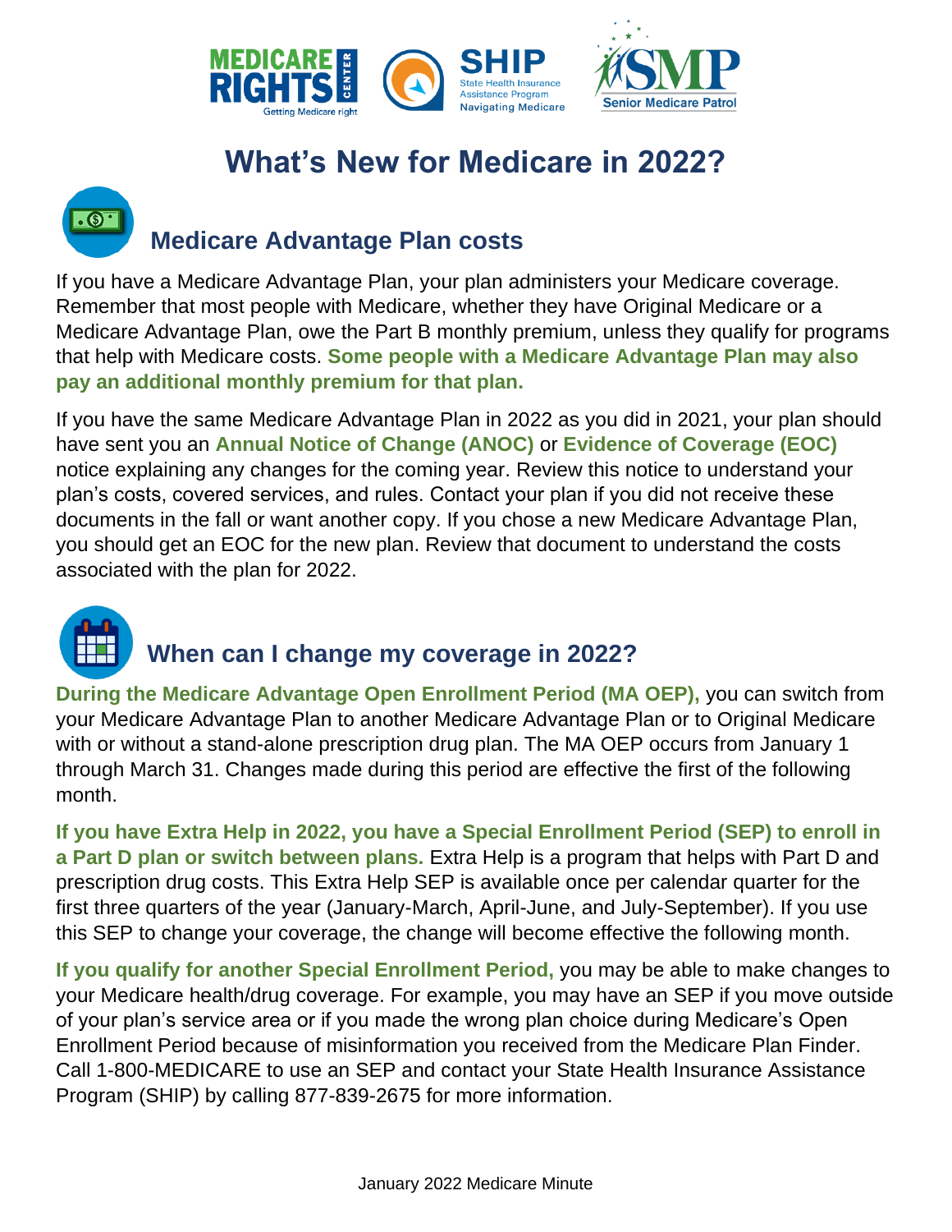# What's New for Medicare in 2022?

## Medicare Advantage Plan costs

If you have a Medicare Advantage Plan, your plan administers your Medicare coverage. Remember that most people with Medicare, whether they have Original Medicare or a Medicare Advantage Plan, owe the Part B monthly premium, unless they qualify for programs that help with Medicare costs. **Some people with a Medicare Advantage Plan may also pay an additional monthly premium for that plan.**

If you have the same Medicare Advantage Plan in 2022 as you did in 2021, your plan should have sent you an **Annual Notice of Change (ANOC)** or **Evidence of Coverage (EOC)** notice explaining any changes for the coming year. Review this notice to understand your plan's costs, covered services, and rules. Contact your plan if you did not receive these documents in the fall or want another copy. If you chose a new Medicare Advantage Plan, you should get an EOC for the new plan. Review that document to understand the costs associated with the plan for 2022.

## When can I change my coverage in 2022?

**During the Medicare Advantage Open Enrollment Period (MA OEP),** you can switch from your Medicare Advantage Plan to another Medicare Advantage Plan or to Original Medicare with or without a stand-alone prescription drug plan. The MA OEP occurs from January 1 through March 31. Changes made during this period are effective the first of the following month.

**If you have Extra Help in 2022, you have a Special Enrollment Period (SEP) to enroll in a Part D plan or switch between plans.** Extra Help is a program that helps with Part D and prescription drug costs. This Extra Help SEP is available once per calendar quarter for the first three quarters of the year (January-March, April-June, and July-September). If you use this SEP to change your coverage, the change will become effective the following month.

**If you qualify for another Special Enrollment Period,** you may be able to make changes to your Medicare health/drug coverage. For example, you may have an SEP if you move outside of your plan's service area or if you made the wrong plan choice during Medicare's Open Enrollment Period because of misinformation you received from the Medicare Plan Finder. Call 1-800-MEDICARE to use an SEP and contact your State Health Insurance Assistance Program (SHIP) by calling 877-839-2675 for more information.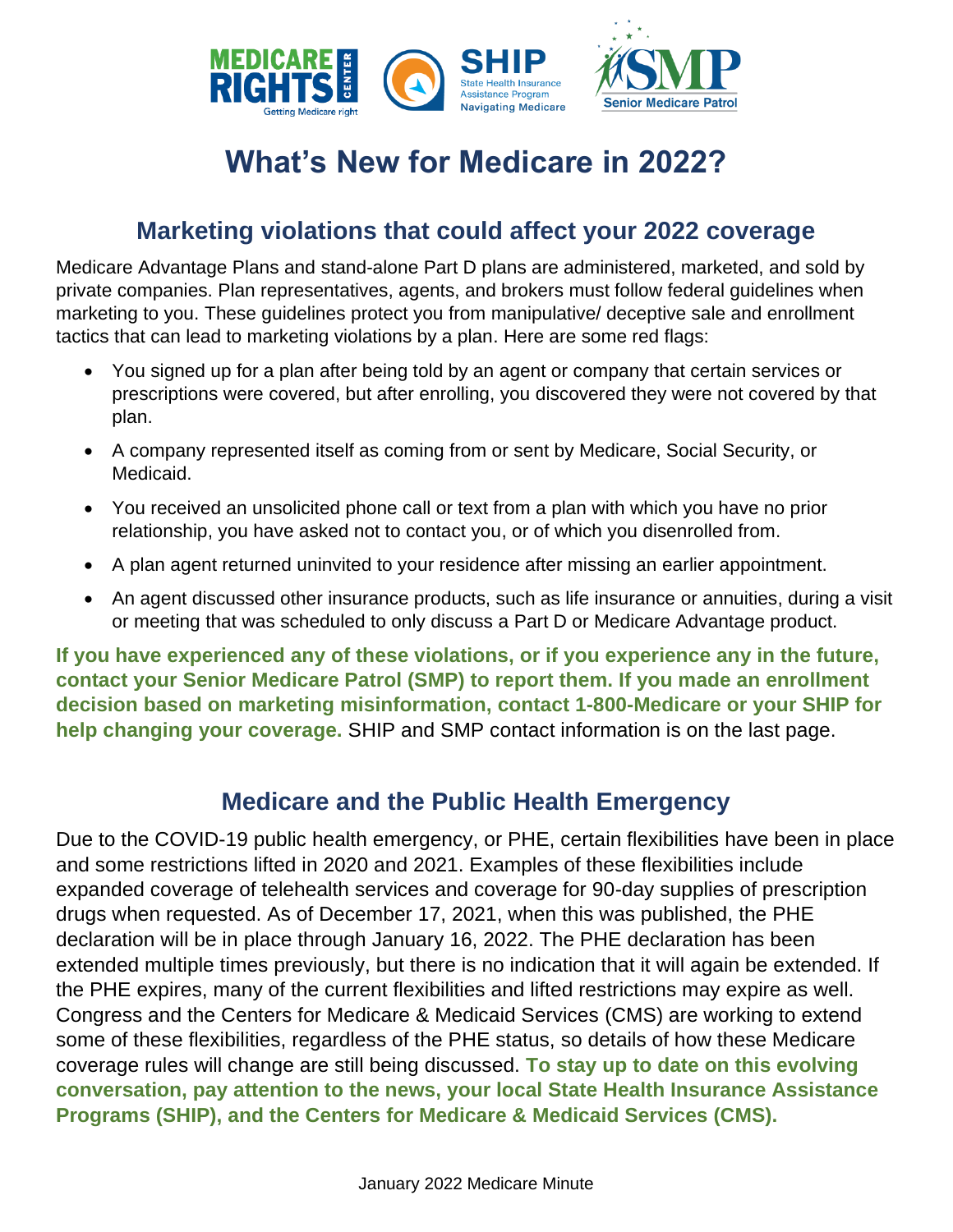# What's New for Medicare in 2022?

## Marketing violations that could affect your 2022 coverage

Medicare Advantage Plans and stand-alone Part D plans are administered, marketed, and sold by private companies. Plan representatives, agents, and brokers must follow federal guidelines when marketing to you. These guidelines protect you from manipulative/ deceptive sale and enrollment tactics that can lead to marketing violations by a plan. Here are some red flags:

- You signed up for a plan after being told by an agent or company that certain services or prescriptions were covered, but after enrolling, you discovered they were not covered by that plan.
- A company represented itself as coming from or sent by Medicare, Social Security, or Medicaid.
- You received an unsolicited phone call or text from a plan with which you have no prior relationship, you have asked not to contact you, or of which you disenrolled from.
- A plan agent returned uninvited to your residence after missing an earlier appointment.
- An agent discussed other insurance products, such as life insurance or annuities, during a visit or meeting that was scheduled to only discuss a Part D or Medicare Advantage product.

**If you have experienced any of these violations, or if you experience any in the future, contact your Senior Medicare Patrol (SMP) to report them. If you made an enrollment decision based on marketing misinformation, contact 1-800-Medicare or your SHIP for help changing your coverage.** SHIP and SMP contact information is on the last page.

## Medicare and the Public Health Emergency

Due to the COVID-19 public health emergency, or PHE, certain flexibilities have been in place and some restrictions lifted in 2020 and 2021. Examples of these flexibilities include expanded coverage of telehealth services and coverage for 90-day supplies of prescription drugs when requested. As of December 17, 2021, when this was published, the PHE declaration will be in place through January 16, 2022. The PHE declaration has been extended multiple times previously, but there is no indication that it will again be extended. If the PHE expires, many of the current flexibilities and lifted restrictions may expire as well. Congress and the Centers for Medicare & Medicaid Services (CMS) are working to extend some of these flexibilities, regardless of the PHE status, so details of how these Medicare coverage rules will change are still being discussed. **To stay up to date on this evolving conversation, pay attention to the news, your local State Health Insurance Assistance Programs (SHIP), and the Centers for Medicare & Medicaid Services (CMS).**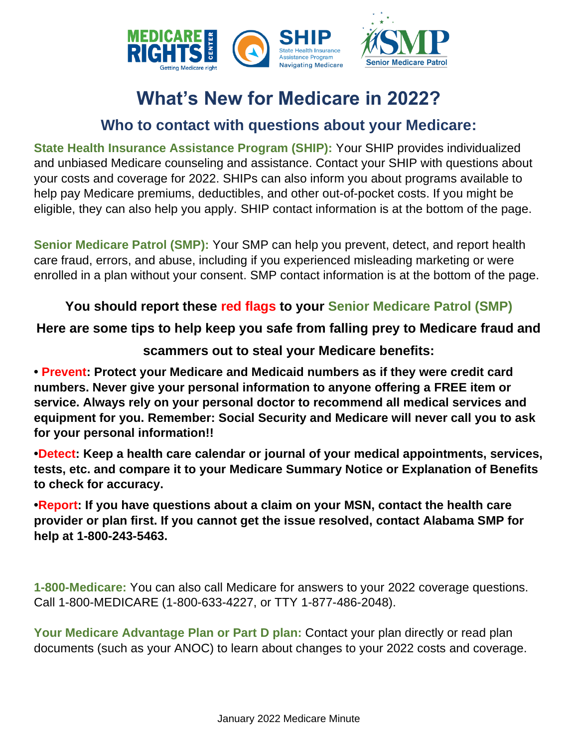# What's New for Medicare in 2022?

## Who to contact with questions about your Medicare:

**State Health Insurance Assistance Program (SHIP):** Your SHIP provides individualized and unbiased Medicare counseling and assistance. Contact your SHIP with questions about your costs and coverage for 2022. SHIPs can also inform you about programs available to help pay Medicare premiums, deductibles, and other out-of-pocket costs. If you might be eligible, they can also help you apply. SHIP contact information is at the bottom of the page.

**Senior Medicare Patrol (SMP):** Your SMP can help you prevent, detect, and report health care fraud, errors, and abuse, including if you experienced misleading marketing or were enrolled in a plan without your consent. SMP contact information is at the bottom of the page.

**You should report these red flags to your Senior Medicare Patrol (SMP)**

**Here are some tips to help keep you safe from falling prey to Medicare fraud and scammers out to steal your Medicare benefits:**

- **Prevent: Protect your Medicare and Medicaid numbers as if they were credit card numbers. Never give your personal information to anyone offering a FREE item or service. Always rely on your personal doctor to recommend all medical services and equipment for you. Remember: Social Security and Medicare will never call you to ask for your personal information!!**
- **Detect: Keep a health care calendar or journal of your medical appointments, services, tests, etc. and compare it to your Medicare Summary Notice or Explanation of Benefits to check for accuracy.**
- **Report: If you have questions about a claim on your MSN, contact the health care provider or plan first. If you cannot get the issue resolved, contact Alabama SMP for help at 1-800-243-5463.**

**1-800-Medicare:** You can also call Medicare for answers to your 2022 coverage questions. Call 1-800-MEDICARE (1-800-633-4227, or TTY 1-877-486-2048).

**Your Medicare Advantage Plan or Part D plan:** Contact your plan directly or read plan documents (such as your ANOC) to learn about changes to your 2022 costs and coverage.

January 2022 Medicare Minute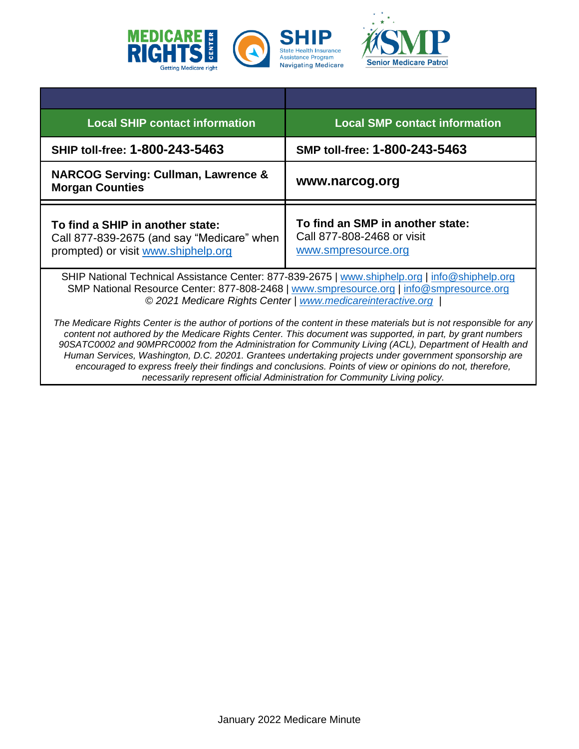| | |
|---|---|
| **Local SHIP contact information** | **Local SMP contact information** |
| **SHIP toll-free: 1-800-243-5463** | **SMP toll-free: 1-800-243-5463** |
| **NARCOG Serving: Cullman, Lawrence & Morgan Counties** | **www.narcog.org** |
| **To find a SHIP in another state:** Call 877-839-2675 (and say "Medicare" when prompted) or visit www.shiphelp.org | **To find an SMP in another state:** Call 877-808-2468 or visit www.smpresource.org |

SHIP National Technical Assistance Center: 877-839-2675 | www.shiphelp.org | info@shiphelp.org
SMP National Resource Center: 877-808-2468 | www.smpresource.org | info@smpresource.org
*© 2021 Medicare Rights Center | www.medicareinteractive.org* |

*The Medicare Rights Center is the author of portions of the content in these materials but is not responsible for any content not authored by the Medicare Rights Center. This document was supported, in part, by grant numbers 90SATC0002 and 90MPRC0002 from the Administration for Community Living (ACL), Department of Health and Human Services, Washington, D.C. 20201. Grantees undertaking projects under government sponsorship are encouraged to express freely their findings and conclusions. Points of view or opinions do not, therefore, necessarily represent official Administration for Community Living policy.*